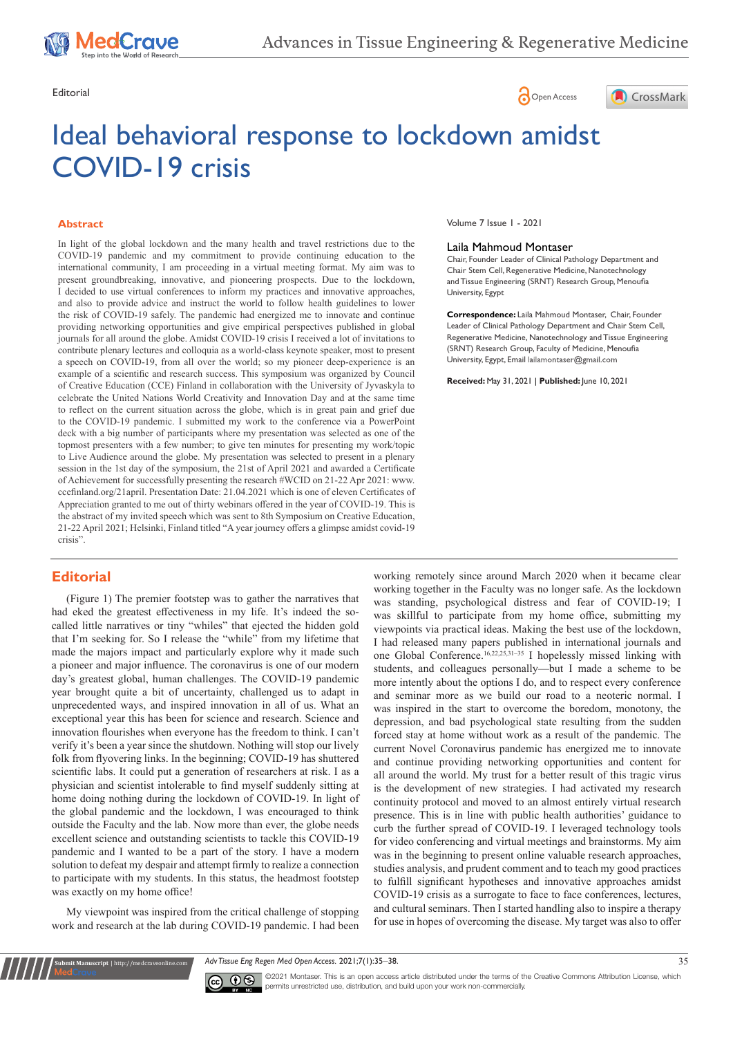Editorial

# Ideal behavioral response to lockdown amidst COVID-19 crisis

## Abstract

In light of the global lockdown and the many health and travel restrictions due to the COVID-19 pandemic and my commitment to provide continuing education to the international community, I am proceeding in a virtual meeting format. My aim was to present groundbreaking, innovative, and pioneering prospects. Due to the lockdown, I decided to use virtual conferences to inform my practices and innovative approaches, and also to provide advice and instruct the world to follow health guidelines to lower the risk of COVID-19 safely. The pandemic had energized me to innovate and continue providing networking opportunities and give empirical perspectives published in global journals for all around the globe. Amidst COVID-19 crisis I received a lot of invitations to contribute plenary lectures and colloquia as a world-class keynote speaker, most to present a speech on COVID-19, from all over the world; so my pioneer deep-experience is an example of a scientific and research success. This symposium was organized by Council of Creative Education (CCE) Finland in collaboration with the University of Jyvaskyla to celebrate the United Nations World Creativity and Innovation Day and at the same time to reflect on the current situation across the globe, which is in great pain and grief due to the COVID-19 pandemic. I submitted my work to the conference via a PowerPoint deck with a big number of participants where my presentation was selected as one of the topmost presenters with a few number; to give ten minutes for presenting my work/topic to Live Audience around the globe. My presentation was selected to present in a plenary session in the 1st day of the symposium, the 21st of April 2021 and awarded a Certificate of Achievement for successfully presenting the research #WCID on 21-22 Apr 2021: www.ccefinland.org/21april. Presentation Date: 21.04.2021 which is one of eleven Certificates of Appreciation granted to me out of thirty webinars offered in the year of COVID-19. This is the abstract of my invited speech which was sent to 8th Symposium on Creative Education, 21-22 April 2021; Helsinki, Finland titled "A year journey offers a glimpse amidst covid-19 crisis".

Volume 7 Issue 1 - 2021

**Laila Mahmoud Montaser**

Chair, Founder Leader of Clinical Pathology Department and Chair Stem Cell, Regenerative Medicine, Nanotechnology and Tissue Engineering (SRNT) Research Group, Menoufia University, Egypt

**Correspondence:** Laila Mahmoud Montaser, Chair, Founder Leader of Clinical Pathology Department and Chair Stem Cell, Regenerative Medicine, Nanotechnology and Tissue Engineering (SRNT) Research Group, Faculty of Medicine, Menoufia University, Egypt, Email lailamontaser@gmail.com

**Received:** May 31, 2021 | **Published:** June 10, 2021

## Editorial

(Figure 1) The premier footstep was to gather the narratives that had eked the greatest effectiveness in my life. It's indeed the so-called little narratives or tiny "whiles" that ejected the hidden gold that I'm seeking for. So I release the "while" from my lifetime that made the majors impact and particularly explore why it made such a pioneer and major influence. The coronavirus is one of our modern day's greatest global, human challenges. The COVID-19 pandemic year brought quite a bit of uncertainty, challenged us to adapt in unprecedented ways, and inspired innovation in all of us. What an exceptional year this has been for science and research. Science and innovation flourishes when everyone has the freedom to think. I can't verify it's been a year since the shutdown. Nothing will stop our lively folk from flyovering links. In the beginning; COVID-19 has shuttered scientific labs. It could put a generation of researchers at risk. I as a physician and scientist intolerable to find myself suddenly sitting at home doing nothing during the lockdown of COVID-19. In light of the global pandemic and the lockdown, I was encouraged to think outside the Faculty and the lab. Now more than ever, the globe needs excellent science and outstanding scientists to tackle this COVID-19 pandemic and I wanted to be a part of the story. I have a modern solution to defeat my despair and attempt firmly to realize a connection to participate with my students. In this status, the headmost footstep was exactly on my home office!

My viewpoint was inspired from the critical challenge of stopping work and research at the lab during COVID-19 pandemic. I had been working remotely since around March 2020 when it became clear working together in the Faculty was no longer safe. As the lockdown was standing, psychological distress and fear of COVID-19; I was skillful to participate from my home office, submitting my viewpoints via practical ideas. Making the best use of the lockdown, I had released many papers published in international journals and one Global Conference.[16,22,25,31–35] I hopelessly missed linking with students, and colleagues personally—but I made a scheme to be more intently about the options I do, and to respect every conference and seminar more as we build our road to a neoteric normal. I was inspired in the start to overcome the boredom, monotony, the depression, and bad psychological state resulting from the sudden forced stay at home without work as a result of the pandemic. The current Novel Coronavirus pandemic has energized me to innovate and continue providing networking opportunities and content for all around the world. My trust for a better result of this tragic virus is the development of new strategies. I had activated my research continuity protocol and moved to an almost entirely virtual research presence. This is in line with public health authorities' guidance to curb the further spread of COVID-19. I leveraged technology tools for video conferencing and virtual meetings and brainstorms. My aim was in the beginning to present online valuable research approaches, studies analysis, and prudent comment and to teach my good practices to fulfill significant hypotheses and innovative approaches amidst COVID-19 crisis as a surrogate to face to face conferences, lectures, and cultural seminars. Then I started handling also to inspire a therapy for use in hopes of overcoming the disease. My target was also to offer

©2021 Montaser. This is an open access article distributed under the terms of the Creative Commons Attribution License, which permits unrestricted use, distribution, and build upon your work non-commercially.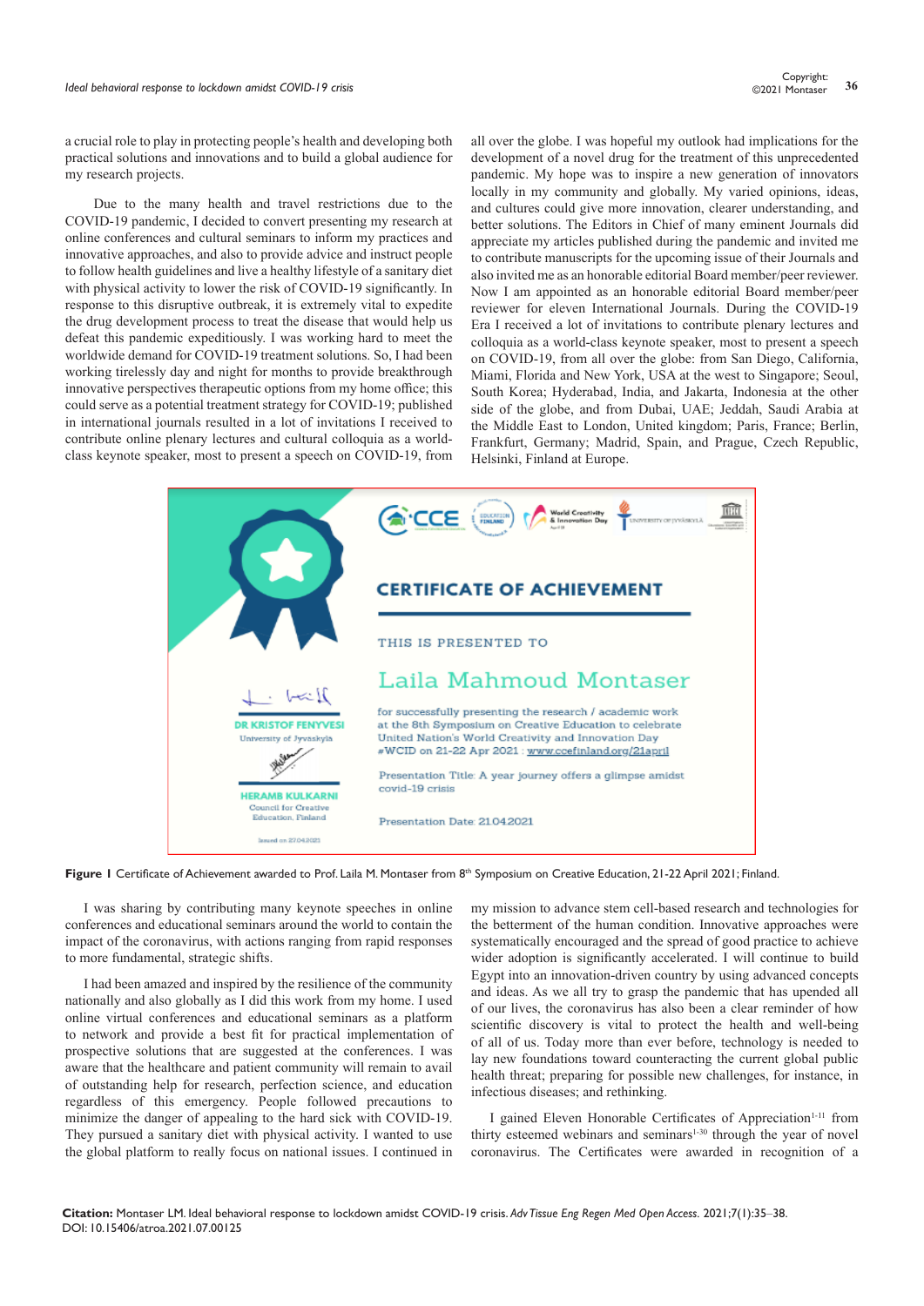a crucial role to play in protecting people's health and developing both practical solutions and innovations and to build a global audience for my research projects.

Due to the many health and travel restrictions due to the COVID-19 pandemic, I decided to convert presenting my research at online conferences and cultural seminars to inform my practices and innovative approaches, and also to provide advice and instruct people to follow health guidelines and live a healthy lifestyle of a sanitary diet with physical activity to lower the risk of COVID-19 significantly. In response to this disruptive outbreak, it is extremely vital to expedite the drug development process to treat the disease that would help us defeat this pandemic expeditiously. I was working hard to meet the worldwide demand for COVID-19 treatment solutions. So, I had been working tirelessly day and night for months to provide breakthrough innovative perspectives therapeutic options from my home office; this could serve as a potential treatment strategy for COVID-19; published in international journals resulted in a lot of invitations I received to contribute online plenary lectures and cultural colloquia as a world-class keynote speaker, most to present a speech on COVID-19, from all over the globe. I was hopeful my outlook had implications for the development of a novel drug for the treatment of this unprecedented pandemic. My hope was to inspire a new generation of innovators locally in my community and globally. My varied opinions, ideas, and cultures could give more innovation, clearer understanding, and better solutions. The Editors in Chief of many eminent Journals did appreciate my articles published during the pandemic and invited me to contribute manuscripts for the upcoming issue of their Journals and also invited me as an honorable editorial Board member/peer reviewer. Now I am appointed as an honorable editorial Board member/peer reviewer for eleven International Journals. During the COVID-19 Era I received a lot of invitations to contribute plenary lectures and colloquia as a world-class keynote speaker, most to present a speech on COVID-19, from all over the globe: from San Diego, California, Miami, Florida and New York, USA at the west to Singapore; Seoul, South Korea; Hyderabad, India, and Jakarta, Indonesia at the other side of the globe, and from Dubai, UAE; Jeddah, Saudi Arabia at the Middle East to London, United kingdom; Paris, France; Berlin, Frankfurt, Germany; Madrid, Spain, and Prague, Czech Republic, Helsinki, Finland at Europe.

**Figure 1** Certificate of Achievement awarded to Prof. Laila M. Montaser from 8th Symposium on Creative Education, 21-22 April 2021; Finland.

I was sharing by contributing many keynote speeches in online conferences and educational seminars around the world to contain the impact of the coronavirus, with actions ranging from rapid responses to more fundamental, strategic shifts.

I had been amazed and inspired by the resilience of the community nationally and also globally as I did this work from my home. I used online virtual conferences and educational seminars as a platform to network and provide a best fit for practical implementation of prospective solutions that are suggested at the conferences. I was aware that the healthcare and patient community will remain to avail of outstanding help for research, perfection science, and education regardless of this emergency. People followed precautions to minimize the danger of appealing to the hard sick with COVID-19. They pursued a sanitary diet with physical activity. I wanted to use the global platform to really focus on national issues. I continued in my mission to advance stem cell-based research and technologies for the betterment of the human condition. Innovative approaches were systematically encouraged and the spread of good practice to achieve wider adoption is significantly accelerated. I will continue to build Egypt into an innovation-driven country by using advanced concepts and ideas. As we all try to grasp the pandemic that has upended all of our lives, the coronavirus has also been a clear reminder of how scientific discovery is vital to protect the health and well-being of all of us. Today more than ever before, technology is needed to lay new foundations toward counteracting the current global public health threat; preparing for possible new challenges, for instance, in infectious diseases; and rethinking.

I gained Eleven Honorable Certificates of Appreciation[1-11] from thirty esteemed webinars and seminars[1-30] through the year of novel coronavirus. The Certificates were awarded in recognition of a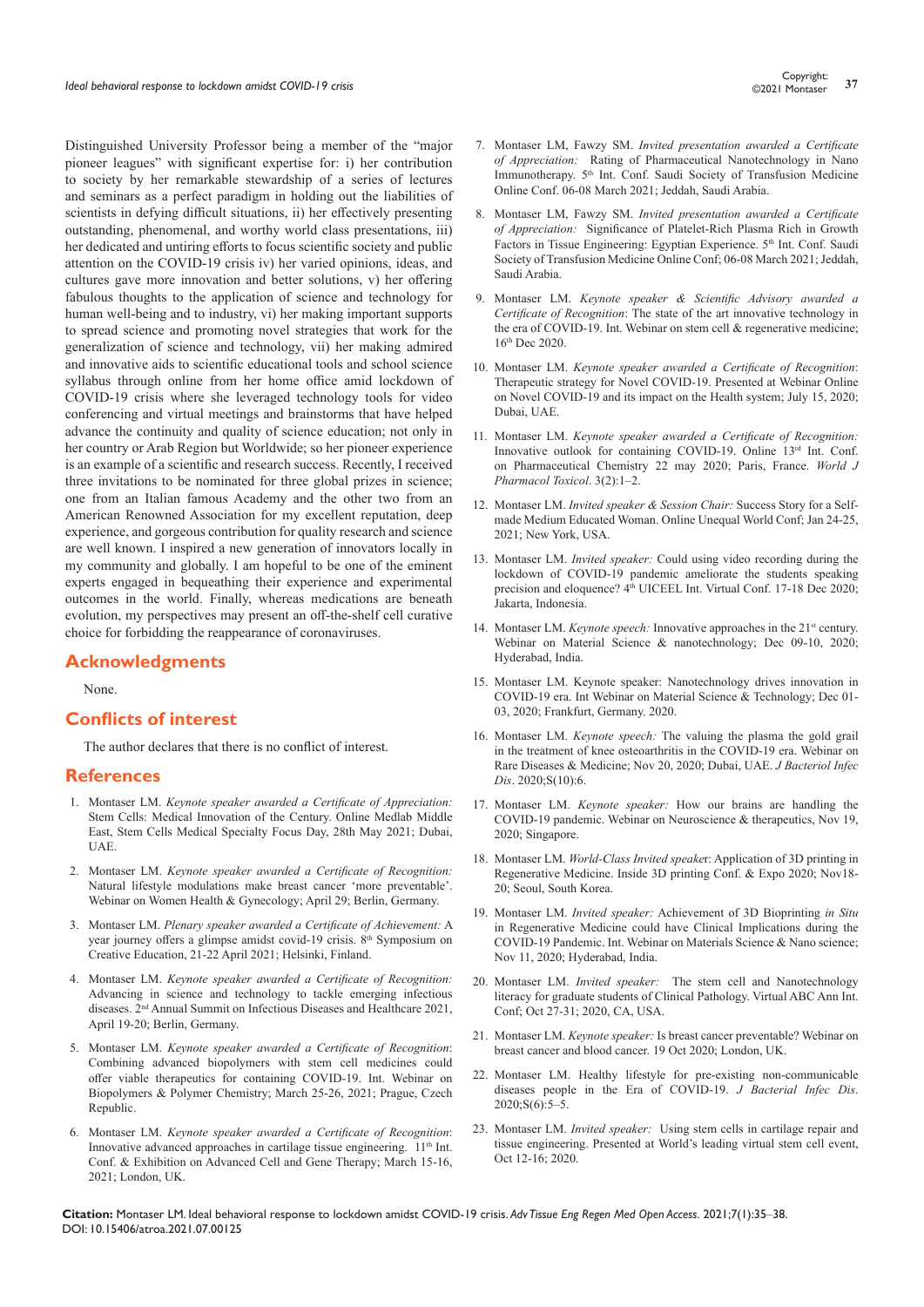Distinguished University Professor being a member of the "major pioneer leagues" with significant expertise for: i) her contribution to society by her remarkable stewardship of a series of lectures and seminars as a perfect paradigm in holding out the liabilities of scientists in defying difficult situations, ii) her effectively presenting outstanding, phenomenal, and worthy world class presentations, iii) her dedicated and untiring efforts to focus scientific society and public attention on the COVID-19 crisis iv) her varied opinions, ideas, and cultures gave more innovation and better solutions, v) her offering fabulous thoughts to the application of science and technology for human well-being and to industry, vi) her making important supports to spread science and promoting novel strategies that work for the generalization of science and technology, vii) her making admired and innovative aids to scientific educational tools and school science syllabus through online from her home office amid lockdown of COVID-19 crisis where she leveraged technology tools for video conferencing and virtual meetings and brainstorms that have helped advance the continuity and quality of science education; not only in her country or Arab Region but Worldwide; so her pioneer experience is an example of a scientific and research success. Recently, I received three invitations to be nominated for three global prizes in science; one from an Italian famous Academy and the other two from an American Renowned Association for my excellent reputation, deep experience, and gorgeous contribution for quality research and science are well known. I inspired a new generation of innovators locally in my community and globally. I am hopeful to be one of the eminent experts engaged in bequeathing their experience and experimental outcomes in the world. Finally, whereas medications are beneath evolution, my perspectives may present an off-the-shelf cell curative choice for forbidding the reappearance of coronaviruses.

## Acknowledgments

None.

## Conflicts of interest

The author declares that there is no conflict of interest.

## References

1. Montaser LM. *Keynote speaker awarded a Certificate of Appreciation:* Stem Cells: Medical Innovation of the Century. Online Medlab Middle East, Stem Cells Medical Specialty Focus Day, 28th May 2021; Dubai, UAE.
2. Montaser LM. *Keynote speaker awarded a Certificate of Recognition:* Natural lifestyle modulations make breast cancer 'more preventable'. Webinar on Women Health & Gynecology; April 29; Berlin, Germany.
3. Montaser LM. *Plenary speaker awarded a Certificate of Achievement:* A year journey offers a glimpse amidst covid-19 crisis. 8th Symposium on Creative Education, 21-22 April 2021; Helsinki, Finland.
4. Montaser LM. *Keynote speaker awarded a Certificate of Recognition:* Advancing in science and technology to tackle emerging infectious diseases. 2nd Annual Summit on Infectious Diseases and Healthcare 2021, April 19-20; Berlin, Germany.
5. Montaser LM. *Keynote speaker awarded a Certificate of Recognition*: Combining advanced biopolymers with stem cell medicines could offer viable therapeutics for containing COVID-19. Int. Webinar on Biopolymers & Polymer Chemistry; March 25-26, 2021; Prague, Czech Republic.
6. Montaser LM. *Keynote speaker awarded a Certificate of Recognition*: Innovative advanced approaches in cartilage tissue engineering. 11th Int. Conf. & Exhibition on Advanced Cell and Gene Therapy; March 15-16, 2021; London, UK.
7. Montaser LM, Fawzy SM. *Invited presentation awarded a Certificate of Appreciation:* Rating of Pharmaceutical Nanotechnology in Nano Immunotherapy. 5th Int. Conf. Saudi Society of Transfusion Medicine Online Conf. 06-08 March 2021; Jeddah, Saudi Arabia.
8. Montaser LM, Fawzy SM. *Invited presentation awarded a Certificate of Appreciation:* Significance of Platelet-Rich Plasma Rich in Growth Factors in Tissue Engineering: Egyptian Experience. 5th Int. Conf. Saudi Society of Transfusion Medicine Online Conf; 06-08 March 2021; Jeddah, Saudi Arabia.
9. Montaser LM. *Keynote speaker & Scientific Advisory awarded a Certificate of Recognition*: The state of the art innovative technology in the era of COVID-19. Int. Webinar on stem cell & regenerative medicine; 16th Dec 2020.
10. Montaser LM. *Keynote speaker awarded a Certificate of Recognition*: Therapeutic strategy for Novel COVID-19. Presented at Webinar Online on Novel COVID-19 and its impact on the Health system; July 15, 2020; Dubai, UAE.
11. Montaser LM. *Keynote speaker awarded a Certificate of Recognition:* Innovative outlook for containing COVID-19. Online 13rd Int. Conf. on Pharmaceutical Chemistry 22 may 2020; Paris, France. *World J Pharmacol Toxicol*. 3(2):1–2.
12. Montaser LM. *Invited speaker & Session Chair:* Success Story for a Self-made Medium Educated Woman. Online Unequal World Conf; Jan 24-25, 2021; New York, USA.
13. Montaser LM. *Invited speaker:* Could using video recording during the lockdown of COVID-19 pandemic ameliorate the students speaking precision and eloquence? 4th UICEEL Int. Virtual Conf. 17-18 Dec 2020; Jakarta, Indonesia.
14. Montaser LM. *Keynote speech:* Innovative approaches in the 21st century. Webinar on Material Science & nanotechnology; Dec 09-10, 2020; Hyderabad, India.
15. Montaser LM. Keynote speaker: Nanotechnology drives innovation in COVID-19 era. Int Webinar on Material Science & Technology; Dec 01-03, 2020; Frankfurt, Germany. 2020.
16. Montaser LM. *Keynote speech:* The valuing the plasma the gold grail in the treatment of knee osteoarthritis in the COVID-19 era. Webinar on Rare Diseases & Medicine; Nov 20, 2020; Dubai, UAE. *J Bacteriol Infec Dis*. 2020;S(10):6.
17. Montaser LM. *Keynote speaker:* How our brains are handling the COVID-19 pandemic. Webinar on Neuroscience & therapeutics, Nov 19, 2020; Singapore.
18. Montaser LM. *World-Class Invited speake*r: Application of 3D printing in Regenerative Medicine. Inside 3D printing Conf. & Expo 2020; Nov18-20; Seoul, South Korea.
19. Montaser LM. *Invited speaker:* Achievement of 3D Bioprinting *in Situ* in Regenerative Medicine could have Clinical Implications during the COVID-19 Pandemic. Int. Webinar on Materials Science & Nano science; Nov 11, 2020; Hyderabad, India.
20. Montaser LM. *Invited speaker:* The stem cell and Nanotechnology literacy for graduate students of Clinical Pathology. Virtual ABC Ann Int. Conf; Oct 27-31; 2020, CA, USA.
21. Montaser LM. *Keynote speaker:* Is breast cancer preventable? Webinar on breast cancer and blood cancer. 19 Oct 2020; London, UK.
22. Montaser LM. Healthy lifestyle for pre-existing non-communicable diseases people in the Era of COVID-19. *J Bacterial Infec Dis*. 2020;S(6):5–5.
23. Montaser LM. *Invited speaker:* Using stem cells in cartilage repair and tissue engineering. Presented at World's leading virtual stem cell event, Oct 12-16; 2020.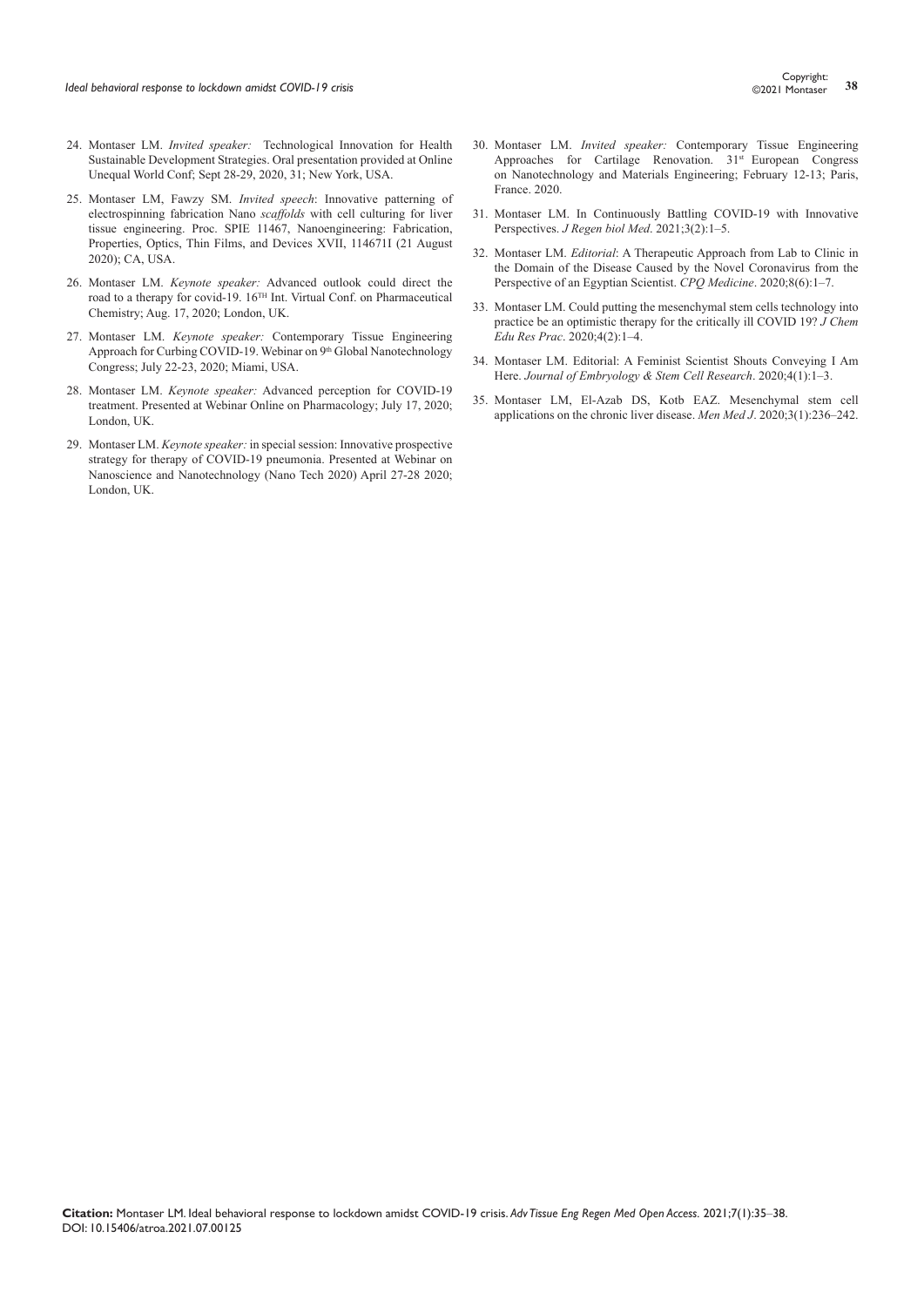24. Montaser LM. *Invited speaker:* Technological Innovation for Health Sustainable Development Strategies. Oral presentation provided at Online Unequal World Conf; Sept 28-29, 2020, 31; New York, USA.

25. Montaser LM, Fawzy SM. *Invited speech*: Innovative patterning of electrospinning fabrication Nano *scaffolds* with cell culturing for liver tissue engineering. Proc. SPIE 11467, Nanoengineering: Fabrication, Properties, Optics, Thin Films, and Devices XVII, 114671I (21 August 2020); CA, USA.

26. Montaser LM. *Keynote speaker:* Advanced outlook could direct the road to a therapy for covid-19. 16TH Int. Virtual Conf. on Pharmaceutical Chemistry; Aug. 17, 2020; London, UK.

27. Montaser LM. *Keynote speaker:* Contemporary Tissue Engineering Approach for Curbing COVID-19. Webinar on 9th Global Nanotechnology Congress; July 22-23, 2020; Miami, USA.

28. Montaser LM. *Keynote speaker:* Advanced perception for COVID-19 treatment. Presented at Webinar Online on Pharmacology; July 17, 2020; London, UK.

29. Montaser LM. *Keynote speaker:* in special session: Innovative prospective strategy for therapy of COVID-19 pneumonia. Presented at Webinar on Nanoscience and Nanotechnology (Nano Tech 2020) April 27-28 2020; London, UK.

30. Montaser LM. *Invited speaker:* Contemporary Tissue Engineering Approaches for Cartilage Renovation. 31st European Congress on Nanotechnology and Materials Engineering; February 12-13; Paris, France. 2020.

31. Montaser LM. In Continuously Battling COVID-19 with Innovative Perspectives. *J Regen biol Med*. 2021;3(2):1–5.

32. Montaser LM. *Editorial*: A Therapeutic Approach from Lab to Clinic in the Domain of the Disease Caused by the Novel Coronavirus from the Perspective of an Egyptian Scientist. *CPQ Medicine*. 2020;8(6):1–7.

33. Montaser LM. Could putting the mesenchymal stem cells technology into practice be an optimistic therapy for the critically ill COVID 19? *J Chem Edu Res Prac*. 2020;4(2):1–4.

34. Montaser LM. Editorial: A Feminist Scientist Shouts Conveying I Am Here. *Journal of Embryology & Stem Cell Research*. 2020;4(1):1–3.

35. Montaser LM, El-Azab DS, Kotb EAZ. Mesenchymal stem cell applications on the chronic liver disease. *Men Med J*. 2020;3(1):236–242.

**Citation:** Montaser LM. Ideal behavioral response to lockdown amidst COVID-19 crisis. *Adv Tissue Eng Regen Med Open Access*. 2021;7(1):35–38. DOI: 10.15406/atroa.2021.07.00125